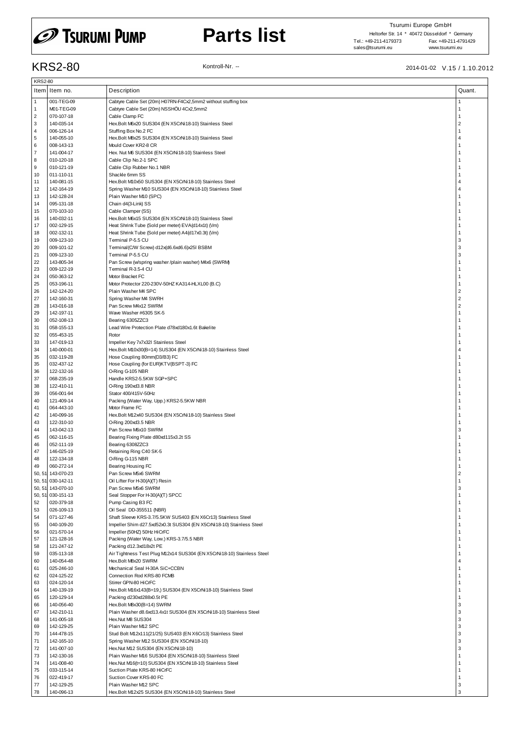# TSURUMI PUMP

# Parts list

Tsurumi Europe GmbH
Heltorfer Str. 14 * 40472 Düsseldorf * Germany
Tel.: +49-211-4179373 Fax: +49-211-4791429
sales@tsurumi.eu www.tsurumi.eu

## KRS2-80

Kontroll-Nr. --

2014-01-02 V.15 / 1.10.2012

KRS2-80

| Item | Item no. | Description | Quant. |
|---|---|---|---|
| 1 | 001-TEG-09 | Cabtyre Cable Set (20m) H07RN-F4Cx2,5mm2 without stuffing box | 1 |
| 1 | M01-TEG-09 | Cabtyre Cable Set (20m) NSSHÖU 4Cx2,5mm2 | 1 |
| 2 | 070-107-18 | Cable Clamp FC | 1 |
| 3 | 140-035-14 | Hex.Bolt M6x20 SUS304 (EN X5CrNi18-10) Stainless Steel | 2 |
| 4 | 006-126-14 | Stuffing Box No.2 FC | 1 |
| 5 | 140-055-10 | Hex.Bolt M8x25 SUS304 (EN X5CrNi18-10) Stainless Steel | 4 |
| 6 | 008-143-13 | Mould Cover KR2-8 CR | 1 |
| 7 | 141-004-17 | Hex. Nut M6 SUS304 (EN X5CrNi18-10) Stainless Steel | 1 |
| 8 | 010-120-18 | Cable Clip No.2-1 SPC | 1 |
| 9 | 010-121-19 | Cable Clip Rubber No.1 NBR | 1 |
| 10 | 011-110-11 | Shackle 6mm SS | 1 |
| 11 | 140-081-15 | Hex.Bolt M10x50 SUS304 (EN X5CrNi18-10) Stainless Steel | 4 |
| 12 | 142-164-19 | Spring Washer M10 SUS304 (EN X5CrNi18-10) Stainless Steel | 4 |
| 13 | 142-128-24 | Plain Washer M10 (SPC) | 1 |
| 14 | 095-131-18 | Chain d4(3-Link) SS | 1 |
| 15 | 070-103-10 | Cable Clamper (SS) | 1 |
| 16 | 140-032-11 | Hex.Bolt M6x15 SUS304 (EN X5CrNi18-10) Stainless Steel | 1 |
| 17 | 002-129-15 | Heat Shrink Tube (Sold per meter) EVA(d14x1t) (/m) | 1 |
| 18 | 002-132-11 | Heat Shrink Tube (Sold per meter) A4(d17x0.3t) (/m) | 1 |
| 19 | 009-123-10 | Terminal P-5.5 CU | 3 |
| 20 | 009-101-12 | Terminal(C/W Screw) d12x(d6.6xd6.6)x25l BSBM | 3 |
| 21 | 009-123-10 | Terminal P-5.5 CU | 3 |
| 22 | 143-805-34 | Pan Screw (w/spring washer /plain washer) M4x6 (SWRM) | 1 |
| 23 | 009-122-19 | Terminal R-3.5-4 CU | 1 |
| 24 | 050-363-12 | Motor Bracket FC | 1 |
| 25 | 053-196-11 | Motor Protector 220-230V-50HZ KA314-HLXL00 (B.C) | 1 |
| 26 | 142-124-20 | Plain Washer M4 SPC | 2 |
| 27 | 142-160-31 | Spring Washer M4 SWRH | 2 |
| 28 | 143-016-18 | Pan Screw M4x12 SWRM | 2 |
| 29 | 142-197-11 | Wave Washer #6305 SK-5 | 1 |
| 30 | 052-108-13 | Bearing 6305ZZC3 | 1 |
| 31 | 058-155-13 | Lead Wire Protection Plate d78xd180x1.6t Bakelite | 1 |
| 32 | 055-453-15 | Rotor | 1 |
| 33 | 147-019-13 | Impeller Key 7x7x32l Stainless Steel | 1 |
| 34 | 140-000-01 | Hex.Bolt M10x30(B=14) SUS304 (EN X5CrNi18-10) Stainless Steel | 4 |
| 35 | 032-119-28 | Hose Coupling 80mm(D3/B3) FC | 1 |
| 35 | 032-437-12 | Hose Coupling (for EUR)KTV(BSPT-3) FC | 1 |
| 36 | 122-132-16 | O-Ring G-105 NBR | 1 |
| 37 | 068-235-19 | Handle KRS2-5.5KW SGP+SPC | 1 |
| 38 | 122-410-11 | O-Ring 190xd3.8 NBR | 1 |
| 39 | 056-001-94 | Stator 400/415V-50Hz | 1 |
| 40 | 121-409-14 | Packing (Water Way, Upp.) KRS2-5.5KW NBR | 1 |
| 41 | 064-443-10 | Motor Frame FC | 1 |
| 42 | 140-099-16 | Hex.Bolt M12x40 SUS304 (EN X5CrNi18-10) Stainless Steel | 1 |
| 43 | 122-310-10 | O-Ring 200xd3.5 NBR | 1 |
| 44 | 143-042-13 | Pan Screw M6x10 SWRM | 3 |
| 45 | 062-116-15 | Bearing Fixing Plate d80xd115x3.2t SS | 1 |
| 46 | 052-111-19 | Bearing 6308ZZC3 | 1 |
| 47 | 146-025-19 | Retaining Ring C40 SK-5 | 1 |
| 48 | 122-134-18 | O-Ring G-115 NBR | 1 |
| 49 | 060-272-14 | Bearing Housing FC | 1 |
| 50, 51 | 143-070-23 | Pan Screw M5x6 SWRM | 2 |
| 50, 51 | 030-142-11 | Oil Lifter For H-30(A)(T) Resin | 1 |
| 50, 51 | 143-070-10 | Pan Screw M5x6 SWRM | 3 |
| 50, 51 | 030-151-13 | Seal Stopper For H-30(A)(T) SPCC | 1 |
| 52 | 020-379-18 | Pump Casing B3 FC | 1 |
| 53 | 026-109-13 | Oil Seal DD-355511 (NBR) | 1 |
| 54 | 071-127-46 | Shaft Sleeve KRS-3.7/5.5KW SUS403 (EN X6Cr13) Stainless Steel | 1 |
| 55 | 040-109-20 | Impeller Shim d27.5xd52x0.3t SUS304 (EN X5CrNi18-10) Stainless Steel | 1 |
| 56 | 021-570-14 | Impeller (50HZ) 50Hz HiCrFC | 1 |
| 57 | 121-128-16 | Packing (Water Way, Low.) KRS-3.7/5.5 NBR | 1 |
| 58 | 121-247-12 | Packing d12.3xd18x2t PE | 1 |
| 59 | 035-113-18 | Air Tightness Test Plug M12x14 SUS304 (EN X5CrNi18-10) Stainless Steel | 1 |
| 60 | 140-054-48 | Hex.Bolt M8x20 SWRM | 4 |
| 61 | 025-246-10 | Mechanical Seal H-30A SiC+CCBN | 1 |
| 62 | 024-125-22 | Connection Rod KRS-80 FCMB | 1 |
| 63 | 024-120-14 | Stirrer GPN-80 HiCrFC | 1 |
| 64 | 140-139-19 | Hex.Bolt M16x143(B=19,) SUS304 (EN X5CrNi18-10) Stainless Steel | 1 |
| 65 | 120-129-14 | Packing d230xd288x0.5t PE | 1 |
| 66 | 140-056-40 | Hex.Bolt M8x30(B=14) SWRM | 3 |
| 67 | 142-210-11 | Plain Washer d8.6xd13.4x1t SUS304 (EN X5CrNi18-10) Stainless Steel | 3 |
| 68 | 141-005-18 | Hex.Nut M8 SUS304 | 3 |
| 69 | 142-129-25 | Plain Washer M12 SPC | 3 |
| 70 | 144-478-15 | Stud Bolt M12x111(21/25) SUS403 (EN X6Cr13) Stainless Steel | 3 |
| 71 | 142-165-10 | Spring Washer M12 SUS304 (EN X5CrNi18-10) | 3 |
| 72 | 141-007-10 | Hex.Nut M12 SUS304 (EN X5CrNi18-10) | 3 |
| 73 | 142-130-16 | Plain Washer M16 SUS304 (EN X5CrNi18-10) Stainless Steel | 1 |
| 74 | 141-008-40 | Hex.Nut M16(t=10) SUS304 (EN X5CrNi18-10) Stainless Steel | 1 |
| 75 | 033-115-14 | Suction Plate KRS-80 HiCrFC | 1 |
| 76 | 022-419-17 | Suction Cover KRS-80 FC | 1 |
| 77 | 142-129-25 | Plain Washer M12 SPC | 3 |
| 78 | 140-096-13 | Hex.Bolt M12x25 SUS304 (EN X5CrNi18-10) Stainless Steel | 3 |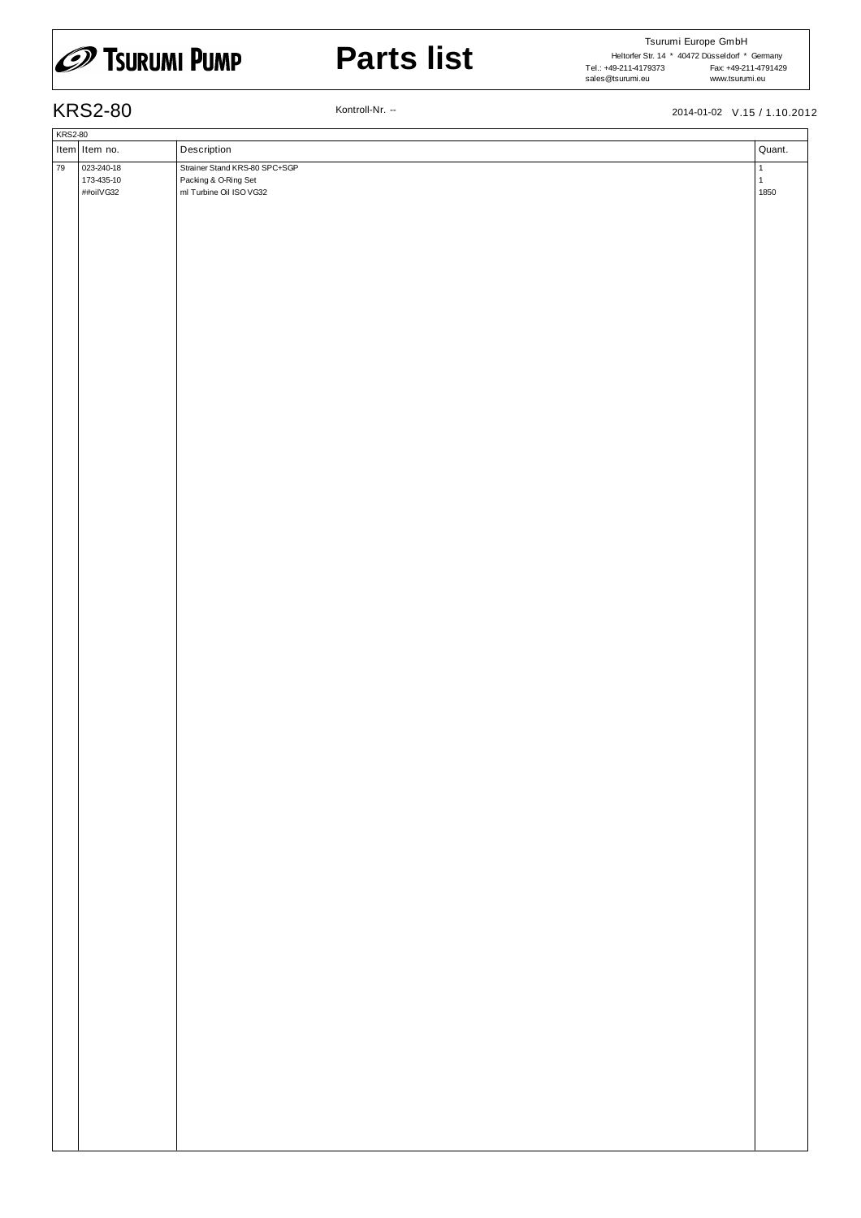# Parts list

Tsurumi Europe GmbH
Heltorfer Str. 14 * 40472 Düsseldorf * Germany
Tel.: +49-211-4179373 Fax: +49-211-4791429
sales@tsurumi.eu www.tsurumi.eu

## KRS2-80

Kontroll-Nr. --

2014-01-02 V.15 / 1.10.2012

KRS2-80

| Item | Item no. | Description | Quant. |
|---|---|---|---|
| 79 | 023-240-18 | Strainer Stand KRS-80 SPC+SGP | 1 |
| | 173-435-10 | Packing & O-Ring Set | 1 |
| | ##oilVG32 | ml Turbine Oil ISO VG32 | 1850 |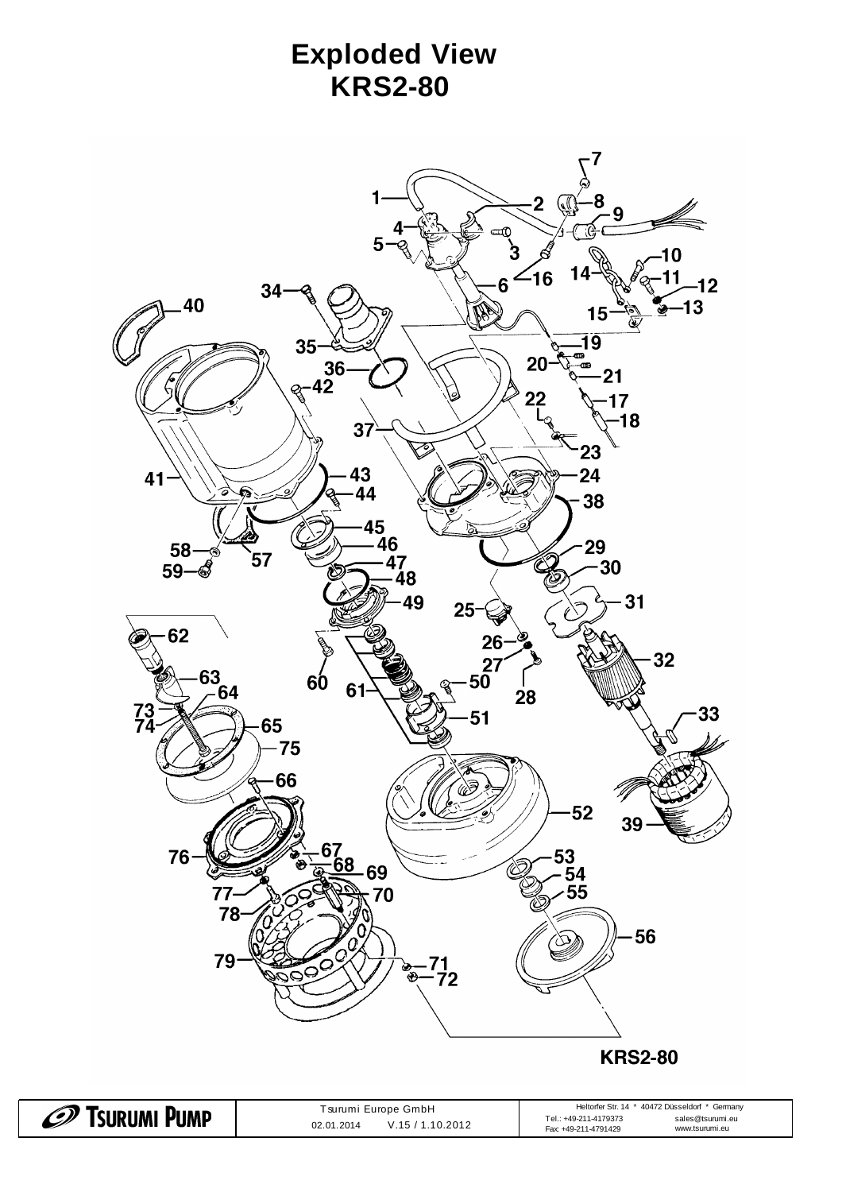# Exploded View
# KRS2-80

1
2
3
4
5
6
7
8
9
10
11
12
13
14
15
16
17
18
19
20
21
22
23
24
25
26
27
28
29
30
31
32
33
34
35
36
37
38
39
40
41
42
43
44
45
46
47
48
49
50
51
52
53
54
55
56
57
58
59
60
61
62
63
64
65
66
67
68
69
70
71
72
73
74
75
76
77
78
79

KRS2-80

TSURUMI PUMP

Tsurumi Europe GmbH
02.01.2014 V.15 / 1.10.2012

Heltorfer Str. 14 * 40472 Düsseldorf * Germany
Tel.: +49-211-4179373 sales@tsurumi.eu
Fax +49-211-4791429 www.tsurumi.eu